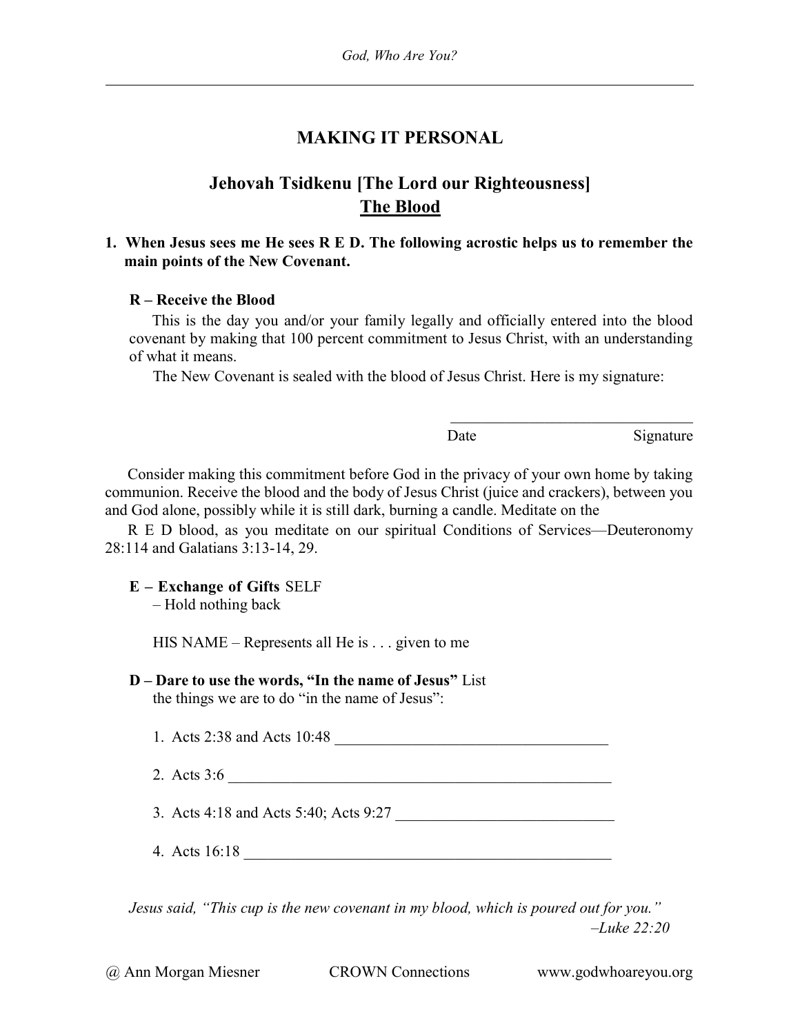# MAKING IT PERSONAL

## Jehovah Tsidkenu [The Lord our Righteousness]

## The Blood

**1. When Jesus sees me He sees R E D. The following acrostic helps us to remember the main points of the New Covenant.**

**R – Receive the Blood**

This is the day you and/or your family legally and officially entered into the blood covenant by making that 100 percent commitment to Jesus Christ, with an understanding of what it means.

The New Covenant is sealed with the blood of Jesus Christ. Here is my signature:

_______________________________
Date                                                    Signature

Consider making this commitment before God in the privacy of your own home by taking communion. Receive the blood and the body of Jesus Christ (juice and crackers), between you and God alone, possibly while it is still dark, burning a candle. Meditate on the

R E D blood, as you meditate on our spiritual Conditions of Services—Deuteronomy 28:114 and Galatians 3:13-14, 29.

**E – Exchange of Gifts** SELF
– Hold nothing back

HIS NAME – Represents all He is . . . given to me

**D – Dare to use the words, "In the name of Jesus"** List the things we are to do "in the name of Jesus":

1. Acts 2:38 and Acts 10:48 ___________________________________
2. Acts 3:6 __________________________________________________
3. Acts 4:18 and Acts 5:40; Acts 9:27 ____________________________
4. Acts 16:18 ________________________________________________

*Jesus said, "This cup is the new covenant in my blood, which is poured out for you."*
*–Luke 22:20*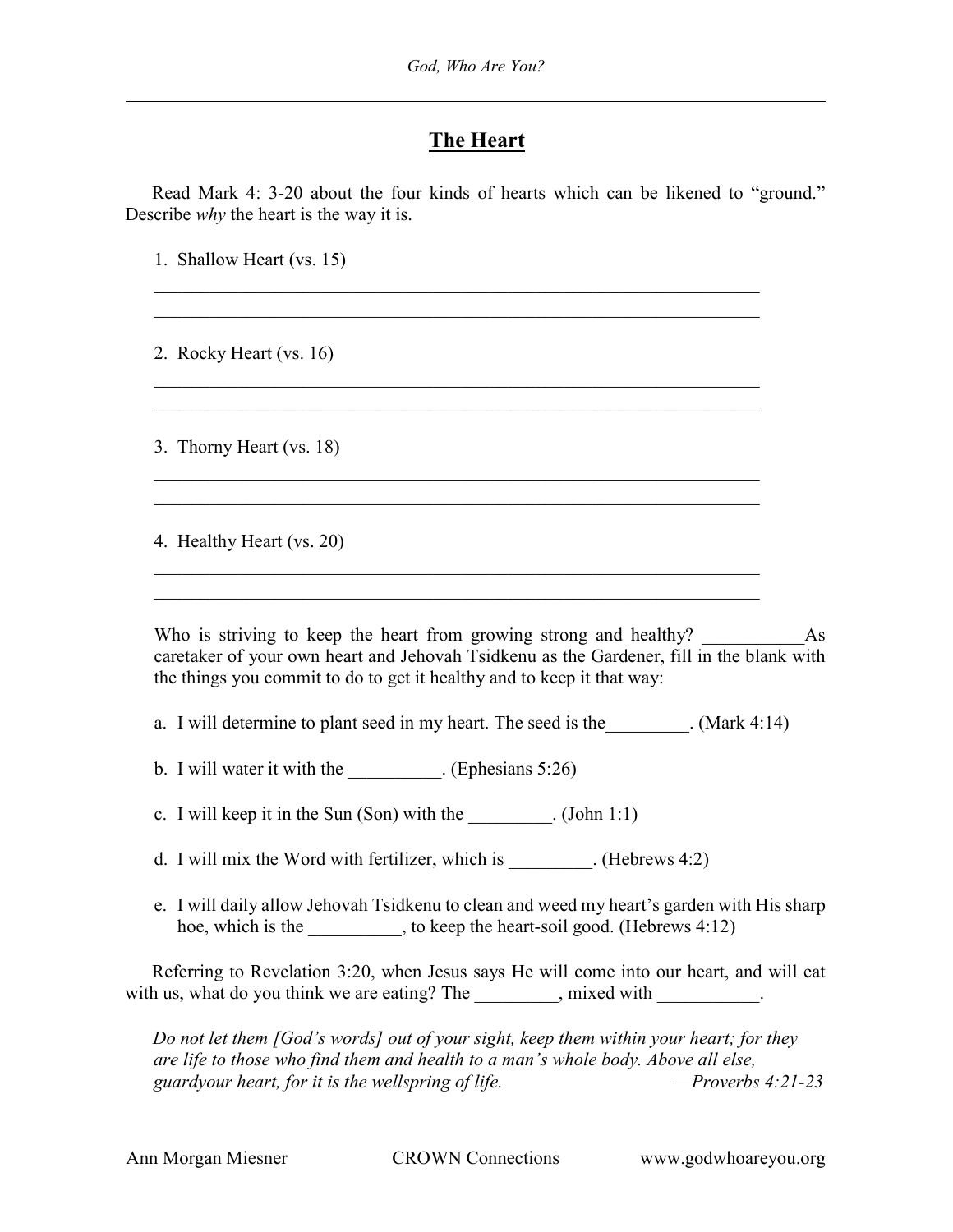# The Heart

Read Mark 4: 3-20 about the four kinds of hearts which can be likened to "ground." Describe *why* the heart is the way it is.

1. Shallow Heart (vs. 15)

   ___________________________________________________________________

   ___________________________________________________________________

2. Rocky Heart (vs. 16)

   ___________________________________________________________________

   ___________________________________________________________________

3. Thorny Heart (vs. 18)

   ___________________________________________________________________

   ___________________________________________________________________

4. Healthy Heart (vs. 20)

   ___________________________________________________________________

   ___________________________________________________________________

Who is striving to keep the heart from growing strong and healthy? ___________As caretaker of your own heart and Jehovah Tsidkenu as the Gardener, fill in the blank with the things you commit to do to get it healthy and to keep it that way:

a. I will determine to plant seed in my heart. The seed is the_________. (Mark 4:14)

b. I will water it with the __________. (Ephesians 5:26)

c. I will keep it in the Sun (Son) with the _________. (John 1:1)

d. I will mix the Word with fertilizer, which is _________. (Hebrews 4:2)

e. I will daily allow Jehovah Tsidkenu to clean and weed my heart's garden with His sharp hoe, which is the __________, to keep the heart-soil good. (Hebrews 4:12)

Referring to Revelation 3:20, when Jesus says He will come into our heart, and will eat with us, what do you think we are eating? The _________, mixed with ___________.

*Do not let them [God's words] out of your sight, keep them within your heart; for they are life to those who find them and health to a man's whole body. Above all else, guardyour heart, for it is the wellspring of life.* —*Proverbs 4:21-23*